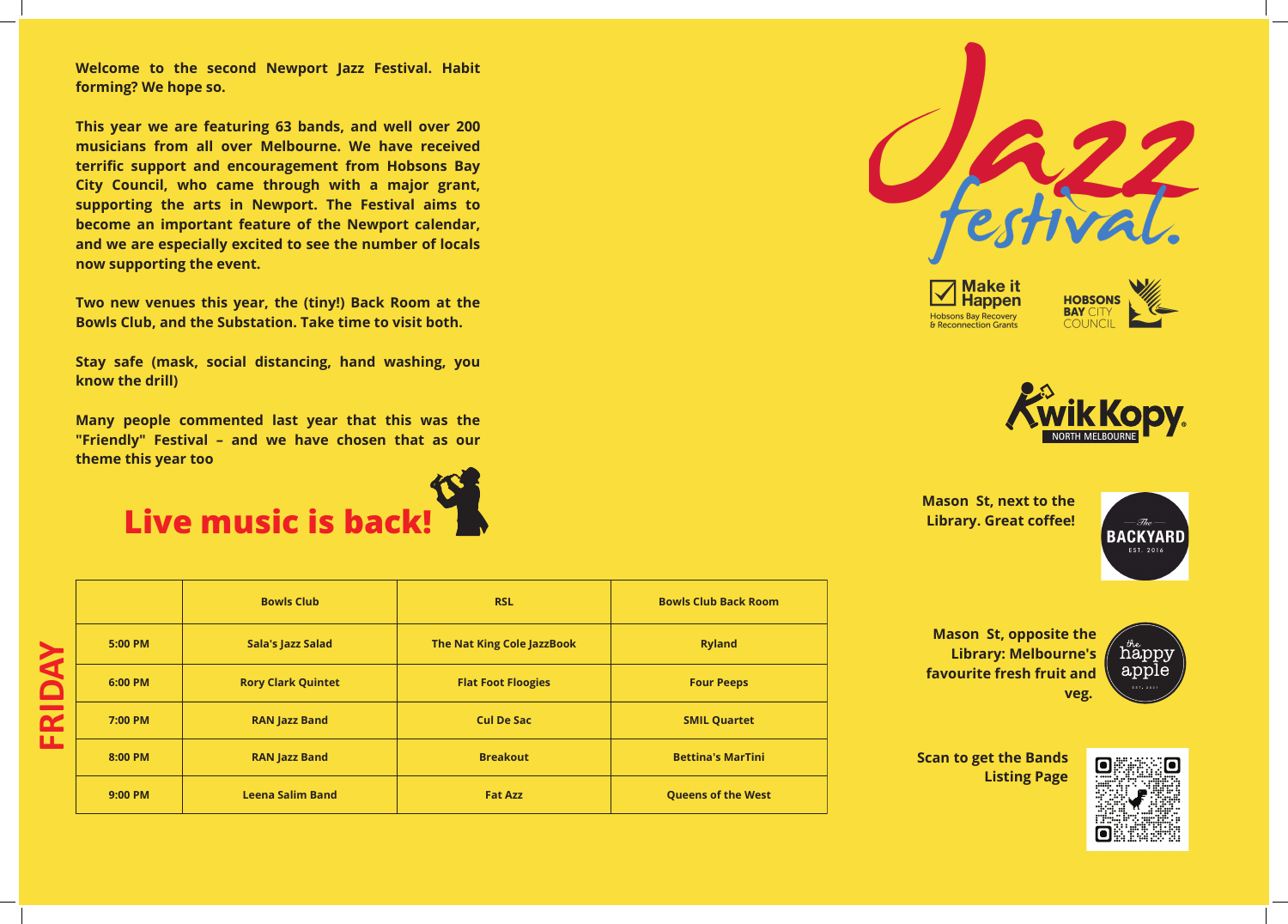**Welcome to the second Newport Jazz Festival. Habit forming? We hope so.**

**This year we are featuring 63 bands, and well over 200 musicians from all over Melbourne. We have received terrific support and encouragement from Hobsons Bay City Council, who came through with a major grant, supporting the arts in Newport. The Festival aims to become an important feature of the Newport calendar, and we are especially excited to see the number of locals now supporting the event.**

**Two new venues this year, the (tiny!) Back Room at the Bowls Club, and the Substation. Take time to visit both.**

**Stay safe (mask, social distancing, hand washing, you know the drill)**

**Many people commented last year that this was the "Friendly" Festival – and we have chosen that as our theme this year too**

# Live music is back!

## FRIDAY

| | Bowls Club | RSL | Bowls Club Back Room |
|---|---|---|---|
| 5:00 PM | Sala's Jazz Salad | The Nat King Cole JazzBook | Ryland |
| 6:00 PM | Rory Clark Quintet | Flat Foot Floogies | Four Peeps |
| 7:00 PM | RAN Jazz Band | Cul De Sac | SMIL Quartet |
| 8:00 PM | RAN Jazz Band | Breakout | Bettina's MarTini |
| 9:00 PM | Leena Salim Band | Fat Azz | Queens of the West |

# Jazz festival.

**Make it Happen**
Hobsons Bay Recovery & Reconnection Grants

**HOBSONS BAY** CITY COUNCIL

**KwikKopy** NORTH MELBOURNE

**Mason St, next to the Library. Great coffee!**

The BACKYARD EST. 2016

**Mason St, opposite the Library: Melbourne's favourite fresh fruit and veg.**

the happy apple EST. 2021

**Scan to get the Bands Listing Page**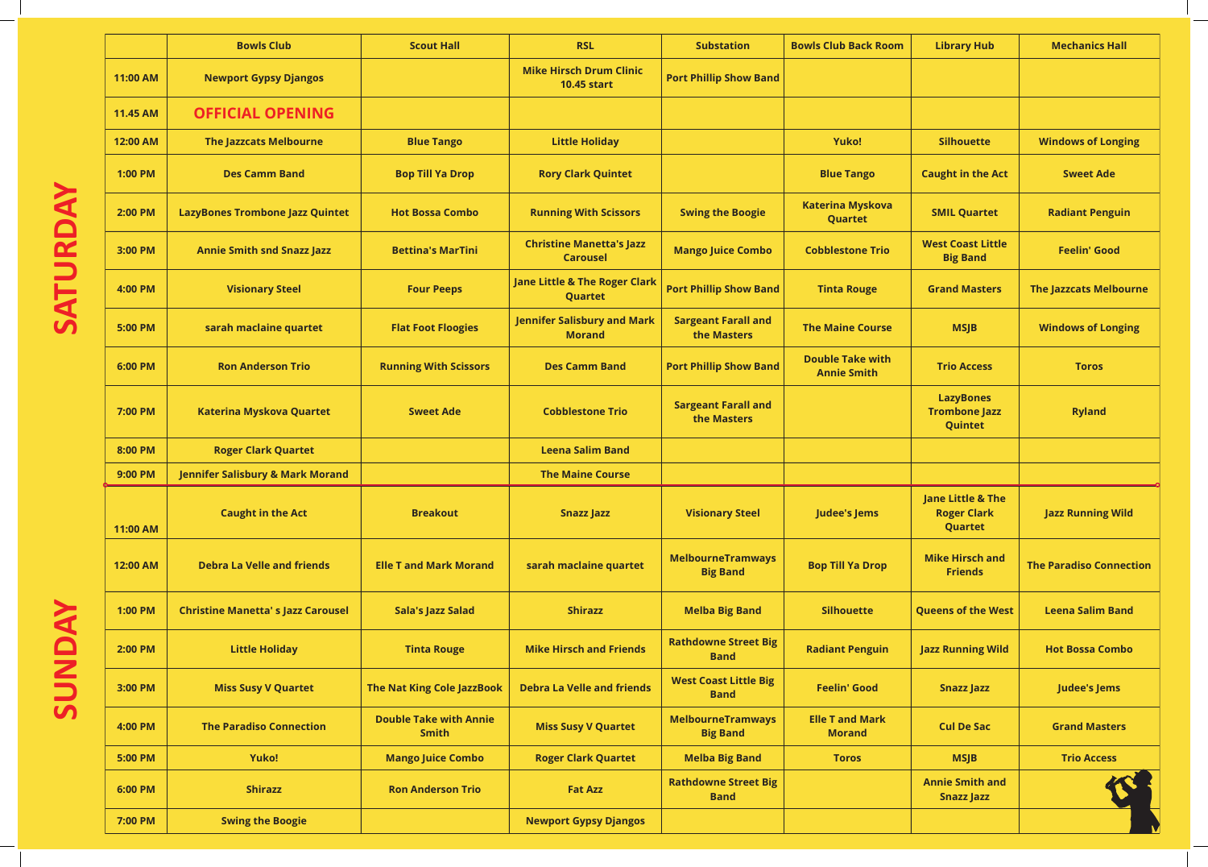## SATURDAY

| | Bowls Club | Scout Hall | RSL | Substation | Bowls Club Back Room | Library Hub | Mechanics Hall |
|---|---|---|---|---|---|---|---|
| 11:00 AM | Newport Gypsy Djangos | | Mike Hirsch Drum Clinic 10.45 start | Port Phillip Show Band | | | |
| 11.45 AM | OFFICIAL OPENING | | | | | | |
| 12:00 AM | The Jazzcats Melbourne | Blue Tango | Little Holiday | | Yuko! | Silhouette | Windows of Longing |
| 1:00 PM | Des Camm Band | Bop Till Ya Drop | Rory Clark Quintet | | Blue Tango | Caught in the Act | Sweet Ade |
| 2:00 PM | LazyBones Trombone Jazz Quintet | Hot Bossa Combo | Running With Scissors | Swing the Boogie | Katerina Myskova Quartet | SMIL Quartet | Radiant Penguin |
| 3:00 PM | Annie Smith snd Snazz Jazz | Bettina's MarTini | Christine Manetta's Jazz Carousel | Mango Juice Combo | Cobblestone Trio | West Coast Little Big Band | Feelin' Good |
| 4:00 PM | Visionary Steel | Four Peeps | Jane Little & The Roger Clark Quartet | Port Phillip Show Band | Tinta Rouge | Grand Masters | The Jazzcats Melbourne |
| 5:00 PM | sarah maclaine quartet | Flat Foot Floogies | Jennifer Salisbury and Mark Morand | Sargeant Farall and the Masters | The Maine Course | MSJB | Windows of Longing |
| 6:00 PM | Ron Anderson Trio | Running With Scissors | Des Camm Band | Port Phillip Show Band | Double Take with Annie Smith | Trio Access | Toros |
| 7:00 PM | Katerina Myskova Quartet | Sweet Ade | Cobblestone Trio | Sargeant Farall and the Masters | | LazyBones Trombone Jazz Quintet | Ryland |
| 8:00 PM | Roger Clark Quartet | | Leena Salim Band | | | | |
| 9:00 PM | Jennifer Salisbury & Mark Morand | | The Maine Course | | | | |

## SUNDAY

| | Bowls Club | Scout Hall | RSL | Substation | Bowls Club Back Room | Library Hub | Mechanics Hall |
|---|---|---|---|---|---|---|---|
| 11:00 AM | Caught in the Act | Breakout | Snazz Jazz | Visionary Steel | Judee's Jems | Jane Little & The Roger Clark Quartet | Jazz Running Wild |
| 12:00 AM | Debra La Velle and friends | Elle T and Mark Morand | sarah maclaine quartet | MelbourneTramways Big Band | Bop Till Ya Drop | Mike Hirsch and Friends | The Paradiso Connection |
| 1:00 PM | Christine Manetta' s Jazz Carousel | Sala's Jazz Salad | Shirazz | Melba Big Band | Silhouette | Queens of the West | Leena Salim Band |
| 2:00 PM | Little Holiday | Tinta Rouge | Mike Hirsch and Friends | Rathdowne Street Big Band | Radiant Penguin | Jazz Running Wild | Hot Bossa Combo |
| 3:00 PM | Miss Susy V Quartet | The Nat King Cole JazzBook | Debra La Velle and friends | West Coast Little Big Band | Feelin' Good | Snazz Jazz | Judee's Jems |
| 4:00 PM | The Paradiso Connection | Double Take with Annie Smith | Miss Susy V Quartet | MelbourneTramways Big Band | Elle T and Mark Morand | Cul De Sac | Grand Masters |
| 5:00 PM | Yuko! | Mango Juice Combo | Roger Clark Quartet | Melba Big Band | Toros | MSJB | Trio Access |
| 6:00 PM | Shirazz | Ron Anderson Trio | Fat Azz | Rathdowne Street Big Band | | Annie Smith and Snazz Jazz | |
| 7:00 PM | Swing the Boogie | | Newport Gypsy Djangos | | | | |